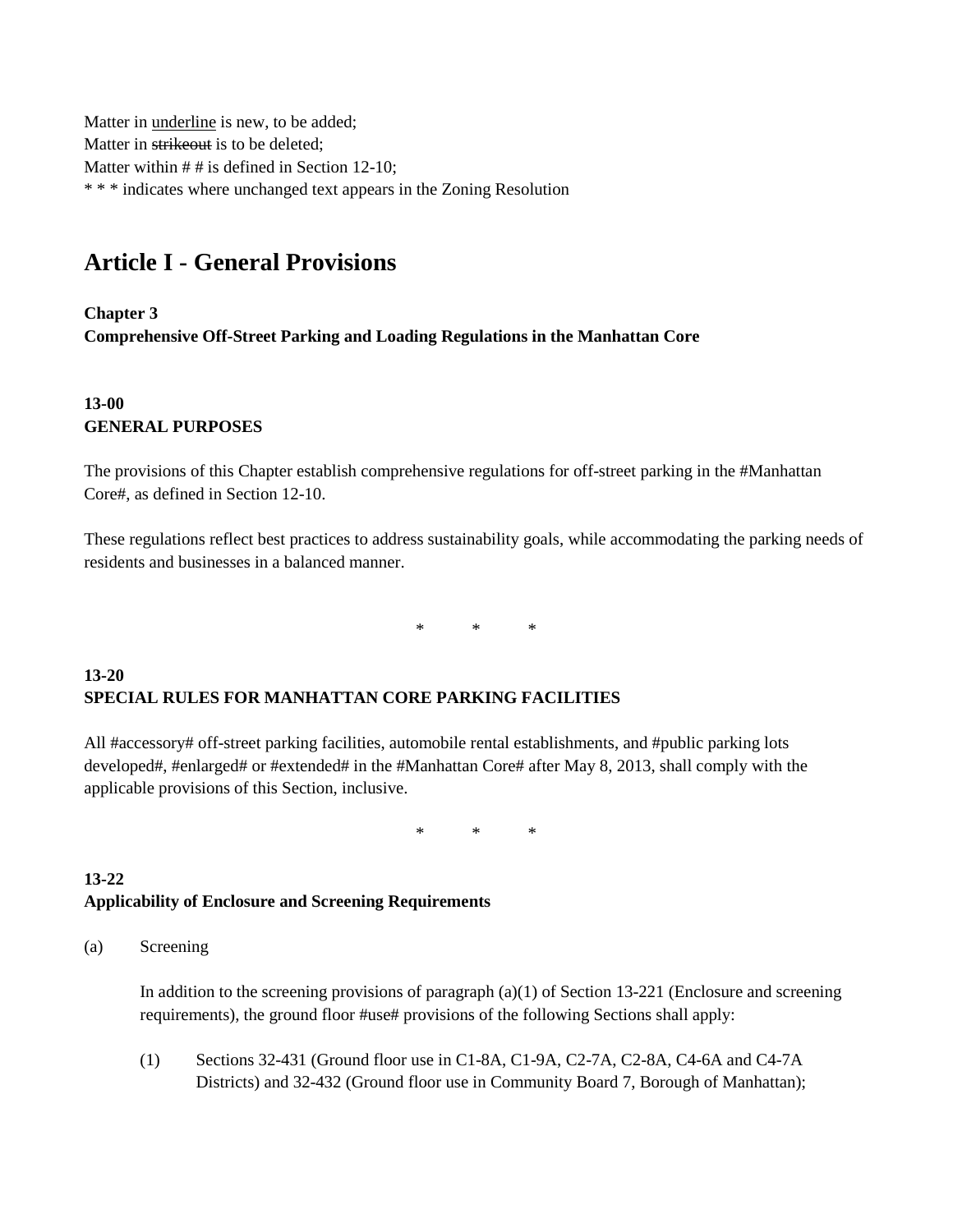Matter in <u>underline</u> is new, to be added;
Matter in ~~strikeout~~ is to be deleted;
Matter within # # is defined in Section 12-10;
* * * indicates where unchanged text appears in the Zoning Resolution

# Article I - General Provisions

**Chapter 3**
**Comprehensive Off-Street Parking and Loading Regulations in the Manhattan Core**

**13-00**
**GENERAL PURPOSES**

The provisions of this Chapter establish comprehensive regulations for off-street parking in the #Manhattan Core#, as defined in Section 12-10.

These regulations reflect best practices to address sustainability goals, while accommodating the parking needs of residents and businesses in a balanced manner.

\* \* \*

**13-20**
**SPECIAL RULES FOR MANHATTAN CORE PARKING FACILITIES**

All #accessory# off-street parking facilities, automobile rental establishments, and #public parking lots developed#, #enlarged# or #extended# in the #Manhattan Core# after May 8, 2013, shall comply with the applicable provisions of this Section, inclusive.

\* \* \*

**13-22**
**Applicability of Enclosure and Screening Requirements**

(a) Screening

In addition to the screening provisions of paragraph (a)(1) of Section 13-221 (Enclosure and screening requirements), the ground floor #use# provisions of the following Sections shall apply:

(1) Sections 32-431 (Ground floor use in C1-8A, C1-9A, C2-7A, C2-8A, C4-6A and C4-7A Districts) and 32-432 (Ground floor use in Community Board 7, Borough of Manhattan);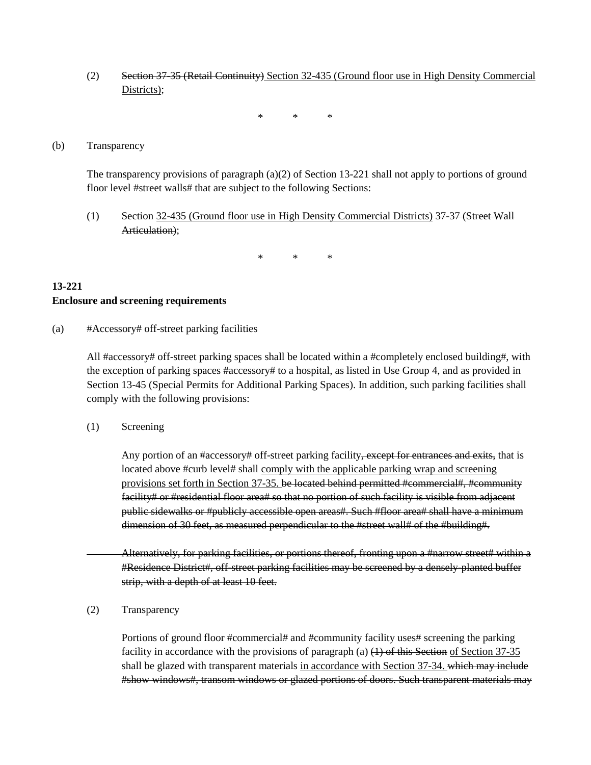(2) ~~Section 37-35 (Retail Continuity)~~ <u>Section 32-435 (Ground floor use in High Density Commercial Districts)</u>;

\*     \*     \*

(b) Transparency

The transparency provisions of paragraph (a)(2) of Section 13-221 shall not apply to portions of ground floor level #street walls# that are subject to the following Sections:

(1) Section <u>32-435 (Ground floor use in High Density Commercial Districts)</u> ~~37-37 (Street Wall Articulation)~~;

\*     \*     \*

**13-221**
**Enclosure and screening requirements**

(a) #Accessory# off-street parking facilities

All #accessory# off-street parking spaces shall be located within a #completely enclosed building#, with the exception of parking spaces #accessory# to a hospital, as listed in Use Group 4, and as provided in Section 13-45 (Special Permits for Additional Parking Spaces). In addition, such parking facilities shall comply with the following provisions:

(1) Screening

Any portion of an #accessory# off-street parking facility~~, except for entrances and exits,~~ that is located above #curb level# shall <u>comply with the applicable parking wrap and screening provisions set forth in Section 37-35.</u> ~~be located behind permitted #commercial#, #community facility# or #residential floor area# so that no portion of such facility is visible from adjacent public sidewalks or #publicly accessible open areas#. Such #floor area# shall have a minimum dimension of 30 feet, as measured perpendicular to the #street wall# of the #building#.~~

~~Alternatively, for parking facilities, or portions thereof, fronting upon a #narrow street# within a #Residence District#, off-street parking facilities may be screened by a densely-planted buffer strip, with a depth of at least 10 feet.~~

(2) Transparency

Portions of ground floor #commercial# and #community facility uses# screening the parking facility in accordance with the provisions of paragraph (a) ~~(1) of this Section~~ <u>of Section 37-35</u> shall be glazed with transparent materials <u>in accordance with Section 37-34.</u> ~~which may include #show windows#, transom windows or glazed portions of doors. Such transparent materials may~~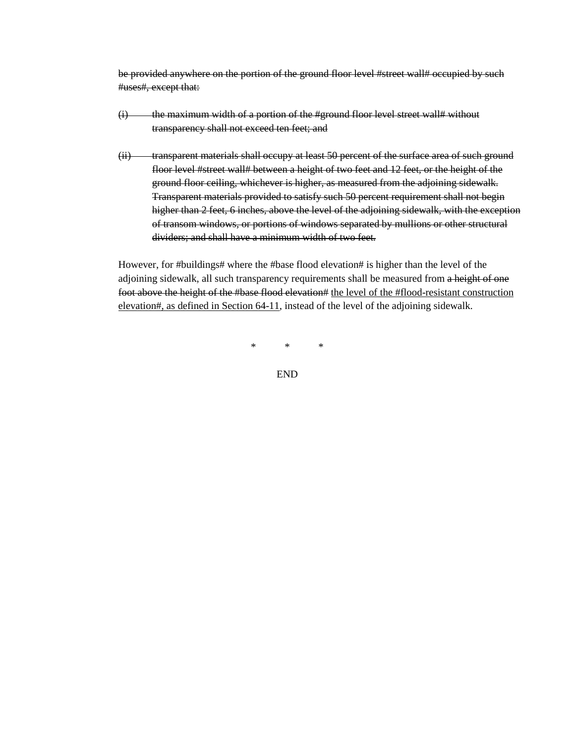~~be provided anywhere on the portion of the ground floor level #street wall# occupied by such #uses#, except that:~~

~~(i) the maximum width of a portion of the #ground floor level street wall# without transparency shall not exceed ten feet; and~~

~~(ii) transparent materials shall occupy at least 50 percent of the surface area of such ground floor level #street wall# between a height of two feet and 12 feet, or the height of the ground floor ceiling, whichever is higher, as measured from the adjoining sidewalk. Transparent materials provided to satisfy such 50 percent requirement shall not begin higher than 2 feet, 6 inches, above the level of the adjoining sidewalk, with the exception of transom windows, or portions of windows separated by mullions or other structural dividers; and shall have a minimum width of two feet.~~

However, for #buildings# where the #base flood elevation# is higher than the level of the adjoining sidewalk, all such transparency requirements shall be measured from ~~a height of one foot above the height of the #base flood elevation#~~ <u>the level of the #flood-resistant construction elevation#, as defined in Section 64-11</u>, instead of the level of the adjoining sidewalk.

\* \* \*

END